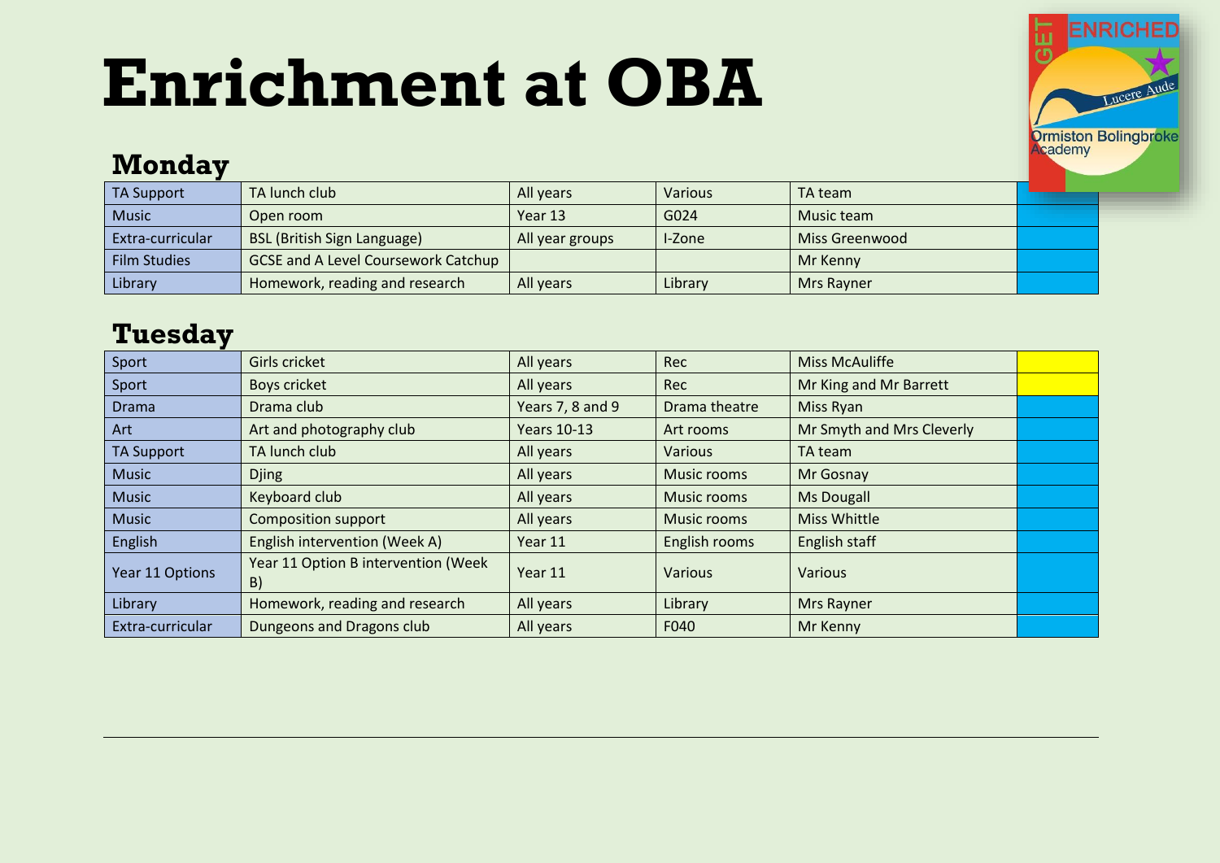# Enrichment at OBA

## Monday

| | | | | | |
|---|---|---|---|---|---|
| TA Support | TA lunch club | All years | Various | TA team | |
| Music | Open room | Year 13 | G024 | Music team | |
| Extra-curricular | BSL (British Sign Language) | All year groups | I-Zone | Miss Greenwood | |
| Film Studies | GCSE and A Level Coursework Catchup | | | Mr Kenny | |
| Library | Homework, reading and research | All years | Library | Mrs Rayner | |

## Tuesday

| | | | | | |
|---|---|---|---|---|---|
| Sport | Girls cricket | All years | Rec | Miss McAuliffe | |
| Sport | Boys cricket | All years | Rec | Mr King and Mr Barrett | |
| Drama | Drama club | Years 7, 8 and 9 | Drama theatre | Miss Ryan | |
| Art | Art and photography club | Years 10-13 | Art rooms | Mr Smyth and Mrs Cleverly | |
| TA Support | TA lunch club | All years | Various | TA team | |
| Music | Djing | All years | Music rooms | Mr Gosnay | |
| Music | Keyboard club | All years | Music rooms | Ms Dougall | |
| Music | Composition support | All years | Music rooms | Miss Whittle | |
| English | English intervention (Week A) | Year 11 | English rooms | English staff | |
| Year 11 Options | Year 11 Option B intervention (Week B) | Year 11 | Various | Various | |
| Library | Homework, reading and research | All years | Library | Mrs Rayner | |
| Extra-curricular | Dungeons and Dragons club | All years | F040 | Mr Kenny | |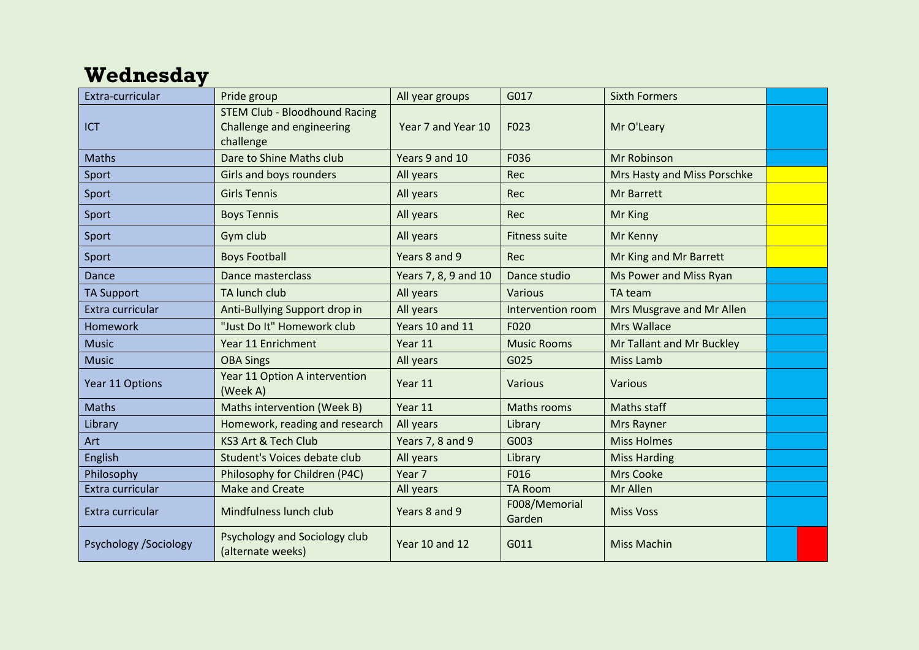# Wednesday

| Extra-curricular | Pride group | All year groups | G017 | Sixth Formers | |
|---|---|---|---|---|---|
| ICT | STEM Club - Bloodhound Racing Challenge and engineering challenge | Year 7 and Year 10 | F023 | Mr O'Leary | |
| Maths | Dare to Shine Maths club | Years 9 and 10 | F036 | Mr Robinson | |
| Sport | Girls and boys rounders | All years | Rec | Mrs Hasty and Miss Porschke | |
| Sport | Girls Tennis | All years | Rec | Mr Barrett | |
| Sport | Boys Tennis | All years | Rec | Mr King | |
| Sport | Gym club | All years | Fitness suite | Mr Kenny | |
| Sport | Boys Football | Years 8 and 9 | Rec | Mr King and Mr Barrett | |
| Dance | Dance masterclass | Years 7, 8, 9 and 10 | Dance studio | Ms Power and Miss Ryan | |
| TA Support | TA lunch club | All years | Various | TA team | |
| Extra curricular | Anti-Bullying Support drop in | All years | Intervention room | Mrs Musgrave and Mr Allen | |
| Homework | "Just Do It" Homework club | Years 10 and 11 | F020 | Mrs Wallace | |
| Music | Year 11 Enrichment | Year 11 | Music Rooms | Mr Tallant and Mr Buckley | |
| Music | OBA Sings | All years | G025 | Miss Lamb | |
| Year 11 Options | Year 11 Option A intervention (Week A) | Year 11 | Various | Various | |
| Maths | Maths intervention (Week B) | Year 11 | Maths rooms | Maths staff | |
| Library | Homework, reading and research | All years | Library | Mrs Rayner | |
| Art | KS3 Art & Tech Club | Years 7, 8 and 9 | G003 | Miss Holmes | |
| English | Student's Voices debate club | All years | Library | Miss Harding | |
| Philosophy | Philosophy for Children (P4C) | Year 7 | F016 | Mrs Cooke | |
| Extra curricular | Make and Create | All years | TA Room | Mr Allen | |
| Extra curricular | Mindfulness lunch club | Years 8 and 9 | F008/Memorial Garden | Miss Voss | |
| Psychology /Sociology | Psychology and Sociology club (alternate weeks) | Year 10 and 12 | G011 | Miss Machin | |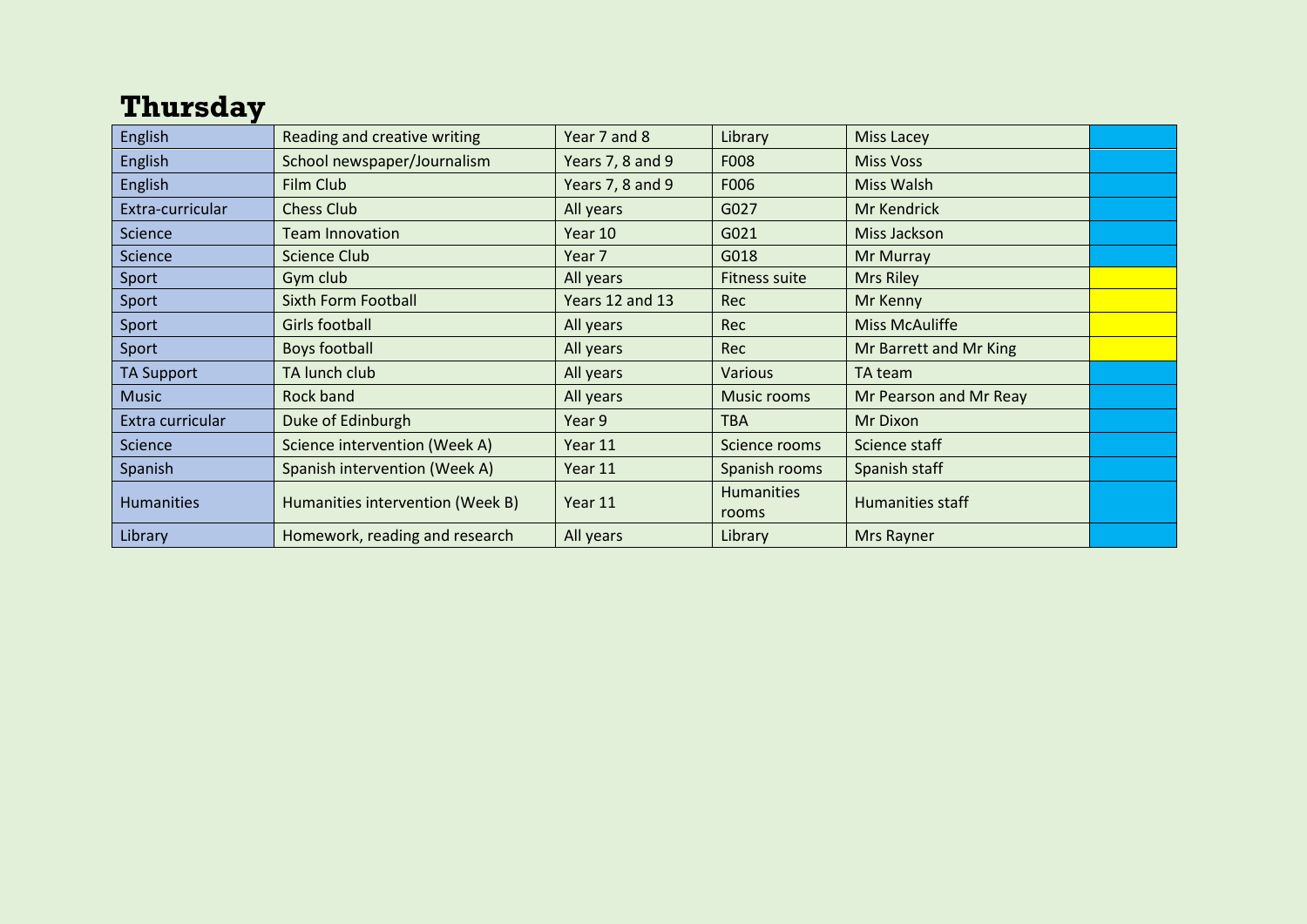# Thursday

| | | | | | |
|---|---|---|---|---|---|
| English | Reading and creative writing | Year 7 and 8 | Library | Miss Lacey | |
| English | School newspaper/Journalism | Years 7, 8 and 9 | F008 | Miss Voss | |
| English | Film Club | Years 7, 8 and 9 | F006 | Miss Walsh | |
| Extra-curricular | Chess Club | All years | G027 | Mr Kendrick | |
| Science | Team Innovation | Year 10 | G021 | Miss Jackson | |
| Science | Science Club | Year 7 | G018 | Mr Murray | |
| Sport | Gym club | All years | Fitness suite | Mrs Riley | |
| Sport | Sixth Form Football | Years 12 and 13 | Rec | Mr Kenny | |
| Sport | Girls football | All years | Rec | Miss McAuliffe | |
| Sport | Boys football | All years | Rec | Mr Barrett and Mr King | |
| TA Support | TA lunch club | All years | Various | TA team | |
| Music | Rock band | All years | Music rooms | Mr Pearson and Mr Reay | |
| Extra curricular | Duke of Edinburgh | Year 9 | TBA | Mr Dixon | |
| Science | Science intervention (Week A) | Year 11 | Science rooms | Science staff | |
| Spanish | Spanish intervention (Week A) | Year 11 | Spanish rooms | Spanish staff | |
| Humanities | Humanities intervention (Week B) | Year 11 | Humanities rooms | Humanities staff | |
| Library | Homework, reading and research | All years | Library | Mrs Rayner | |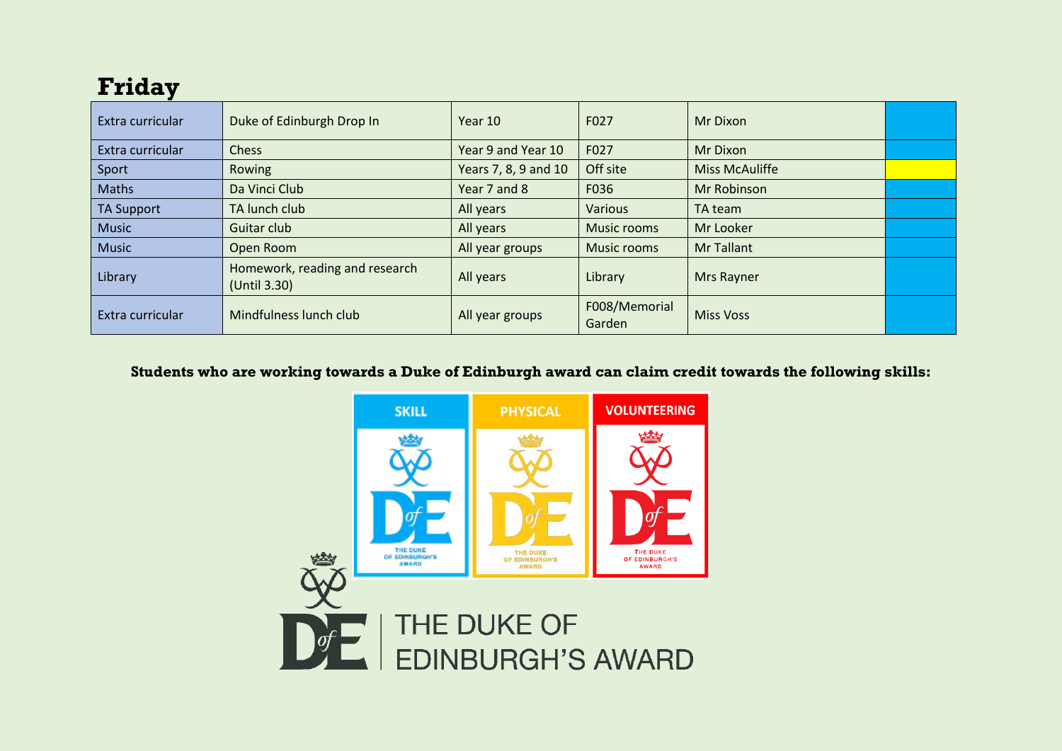## Friday

| | | | | | |
|---|---|---|---|---|---|
| Extra curricular | Duke of Edinburgh Drop In | Year 10 | F027 | Mr Dixon | |
| Extra curricular | Chess | Year 9 and Year 10 | F027 | Mr Dixon | |
| Sport | Rowing | Years 7, 8, 9 and 10 | Off site | Miss McAuliffe | |
| Maths | Da Vinci Club | Year 7 and 8 | F036 | Mr Robinson | |
| TA Support | TA lunch club | All years | Various | TA team | |
| Music | Guitar club | All years | Music rooms | Mr Looker | |
| Music | Open Room | All year groups | Music rooms | Mr Tallant | |
| Library | Homework, reading and research (Until 3.30) | All years | Library | Mrs Rayner | |
| Extra curricular | Mindfulness lunch club | All year groups | F008/Memorial Garden | Miss Voss | |

**Students who are working towards a Duke of Edinburgh award can claim credit towards the following skills:**

SKILL

PHYSICAL

VOLUNTEERING

THE DUKE OF EDINBURGH'S AWARD